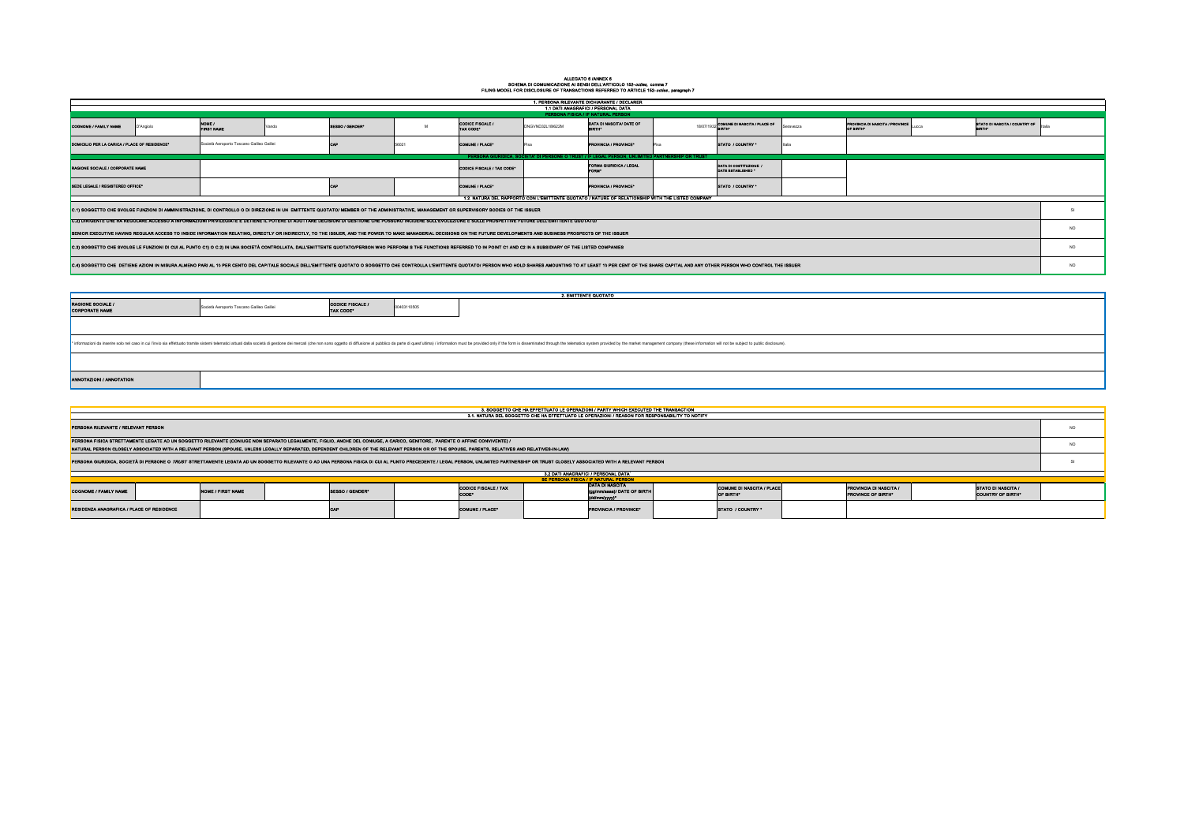# ALLEGATO 6 /ANNEX 6

**SCHEMA DI COMUNICAZIONE AI SENSI DELL'ARTICOLO 152-*octies*, comma 7**
**FILING MODEL FOR DISCLOSURE OF TRANSACTIONS REFERRED TO ARTICLE 152-*octies*, paragraph 7**

## 1. PERSONA RILEVANTE DICHIARANTE / DECLARER

### 1.1 DATI ANAGRAFICI / PERSONAL DATA

**PERSONA FISICA / IF NATURAL PERSON**

| | | | | | | | | | | | | | |
|---|---|---|---|---|---|---|---|---|---|---|---|---|---|
| COGNOME / FAMILY NAME | D'Angiolo | NOME / FIRST NAME | Vando | SESSO / GENDER* | M | CODICE FISCALE / TAX CODE* | DNGVND32L18I622M | DATA DI NASCITA/ DATE OF BIRTH* | 18/07/1932 | COMUNE DI NASCITA / PLACE OF BIRTH* | Seravezza | PROVINCIA DI NASCITA / PROVINCE OF BIRTH* | Lucca |
| STATO DI NASCITA / COUNTRY OF BIRTH* | Italia | | | | | | | | | | | | |
| DOMICILIO PER LA CARICA / PLACE OF RESIDENCE* | Società Aeroporto Toscano Galileo Galilei | CAP | 56021 | COMUNE / PLACE* | Pisa | PROVINCIA / PROVINCE* | Pisa | STATO / COUNTRY * | Italia | | | | |

**PERSONA GIURIDICA, SOCIETA' DI PERSONE O TRUST / IF LEGAL PERSON, UNLIMITED PARTNERSHIP OR TRUST**

| | | | | | | | |
|---|---|---|---|---|---|---|---|
| RAGIONE SOCIALE / CORPORATE NAME | | CODICE FISCALE / TAX CODE* | | FORMA GIURIDICA / LEGAL FORM* | | DATA DI COSTITUZIONE / DATE ESTABLISHED * | |
| SEDE LEGALE / REGISTERED OFFICE* | | CAP | | COMUNE / PLACE* | | PROVINCIA / PROVINCE* | |
| STATO / COUNTRY * | | | | | | | |

### 1.2 NATURA DEL RAPPORTO CON L'EMITTENTE QUOTATO / NATURE OF RELATIONSHIP WITH THE LISTED COMPANY

| | |
|---|---|
| C.1) SOGGETTO CHE SVOLGE FUNZIONI DI AMMINISTRAZIONE, DI CONTROLLO O DI DIREZIONE IN UN EMITTENTE QUOTATO/ MEMBER OF THE ADMINISTRATIVE, MANAGEMENT OR SUPERVISORY BODIES OF THE ISSUER | SI |
| C.2) DIRIGENTE CHE HA REGOLARE ACCESSO A INFORMAZIONI PRIVILEGIATE E DETIENE IL POTERE DI ADOTTARE DECISIONI DI GESTIONE CHE POSSONO INCIDERE SULL'EVOLUZIONE E SULLE PROSPETTIVE FUTURE DELL'EMITTENTE QUOTATO/ SENIOR EXECUTIVE HAVING REGULAR ACCESS TO INSIDE INFORMATION RELATING, DIRECTLY OR INDIRECTLY, TO THE ISSUER, AND THE POWER TO MAKE MANAGERIAL DECISIONS ON THE FUTURE DEVELOPMENTS AND BUSINESS PROSPECTS OF THE ISSUER | NO |
| C.3) SOGGETTO CHE SVOLGE LE FUNZIONI DI CUI AL PUNTO C1) O C.2) IN UNA SOCIETÀ CONTROLLATA, DALL'EMITTENTE QUOTATO/PERSON WHO PERFORM S THE FUNCTIONS REFERRED TO IN POINT C1 AND C2 IN A SUBSIDIARY OF THE LISTED COMPANIES | NO |
| C.4) SOGGETTO CHE DETIENE AZIONI IN MISURA ALMENO PARI AL 10 PER CENTO DEL CAPITALE SOCIALE DELL'EMITTENTE QUOTATO O SOGGETTO CHE CONTROLLA L'EMITTENTE QUOTATO/ PERSON WHO HOLD SHARES AMOUNTING TO AT LEAST 10 PER CENT OF THE SHARE CAPITAL AND ANY OTHER PERSON WHO CONTROL THE ISSUER | NO |

## 2. EMITTENTE QUOTATO

| | | | |
|---|---|---|---|
| RAGIONE SOCIALE / CORPORATE NAME | Società Aeroporto Toscano Galileo Galilei | CODICE FISCALE / TAX CODE* | 00403110505 |

* informazioni da inserire solo nel caso in cui l'invio sia effettuato tramite sistemi telematici attuati dalla società di gestione dei mercati (che non sono oggetto di diffusione al pubblico da parte di quest'ultima) / information must be provided only if the form is disseminated through the telematics system provided by the market management company (these information will not be subject to public disclosure).

| | |
|---|---|
| ANNOTAZIONI / ANNOTATION | |

## 3. SOGGETTO CHE HA EFFETTUATO LE OPERAZIONI / PARTY WHICH EXECUTED THE TRANSACTION

### 3.1. NATURA DEL SOGGETTO CHE HA EFFETTUATO LE OPERAZIONI / REASON FOR RESPONSABILITY TO NOTIFY

| | |
|---|---|
| PERSONA RILEVANTE / RELEVANT PERSON | NO |
| PERSONA FISICA STRETTAMENTE LEGATE AD UN SOGGETTO RILEVANTE (CONIUGE NON SEPARATO LEGALMENTE, FIGLIO, ANCHE DEL CONIUGE, A CARICO, GENITORE, PARENTE O AFFINE CONVIVENTE) / NATURAL PERSON CLOSELY ASSOCIATED WITH A RELEVANT PERSON (SPOUSE, UNLESS LEGALLY SEPARATED, DEPENDENT CHILDREN OF THE RELEVANT PERSON OR OF THE SPOUSE, PARENTS, RELATIVES AND RELATIVES-IN-LAW) | NO |
| PERSONA GIURIDICA, SOCIETÀ DI PERSONE O *TRUST* STRETTAMENTE LEGATA AD UN SOGGETTO RILEVANTE O AD UNA PERSONA FISICA DI CUI AL PUNTO PRECEDENTE / LEGAL PERSON, UNLIMITED PARTNERSHIP OR TRUST CLOSELY ASSOCIATED WITH A RELEVANT PERSON | SI |

### 3.2 DATI ANAGRAFICI / PERSONAL DATA

**SE PERSONA FISICA / IF NATURAL PERSON**

| | | | | | | | | | | | | | |
|---|---|---|---|---|---|---|---|---|---|---|---|---|---|
| COGNOME / FAMILY NAME | | NOME / FIRST NAME | | SESSO / GENDER* | | CODICE FISCALE / TAX CODE* | | DATA DI NASCITA (gg/mm/aaaa)/ DATE OF BIRTH (dd/mm/yyyy)* | | COMUNE DI NASCITA / PLACE OF BIRTH* | | PROVINCIA DI NASCITA / PROVINCE OF BIRTH* | |
| STATO DI NASCITA / COUNTRY OF BIRTH* | | | | | | | | | | | | | |
| RESIDENZA ANAGRAFICA / PLACE OF RESIDENCE | | CAP | | COMUNE / PLACE* | | PROVINCIA / PROVINCE* | | STATO / COUNTRY * | | | | | |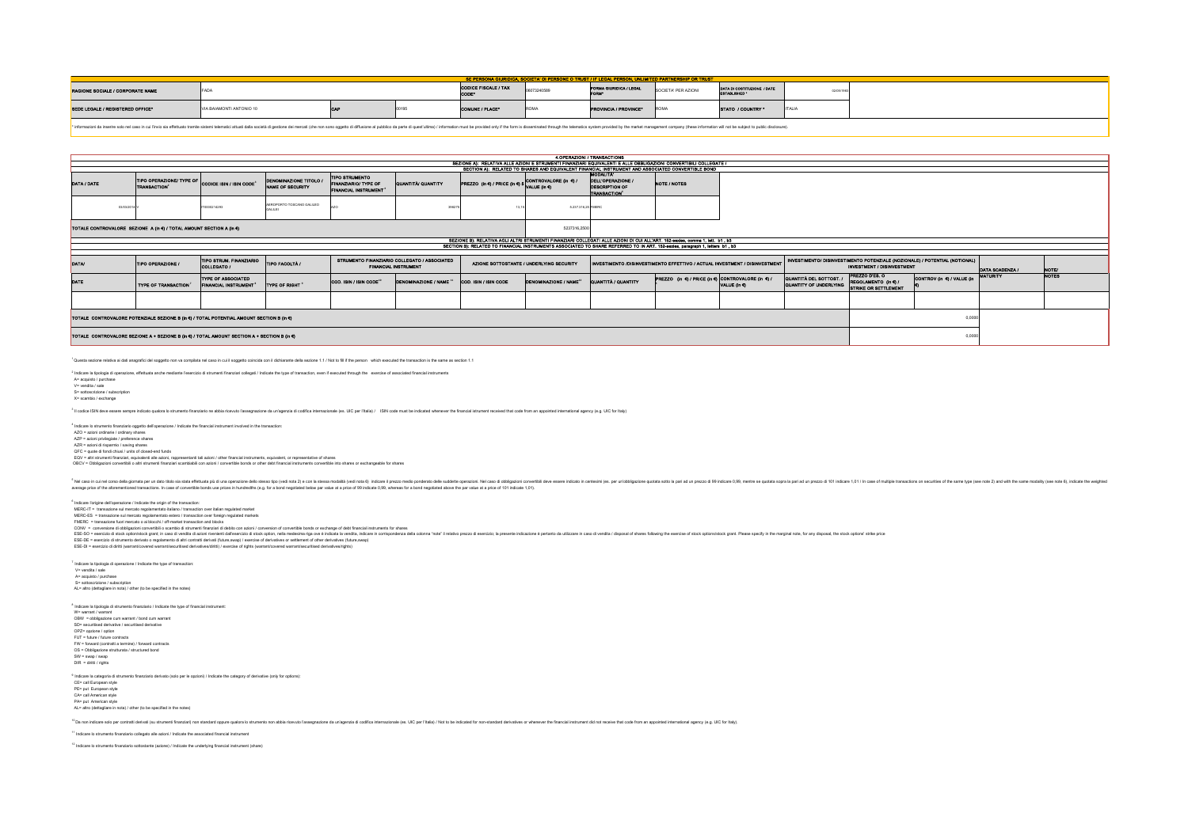| SE PERSONA GIURIDICA, SOCIETA' DI PERSONE O TRUST / IF LEGAL PERSON, UNLIMITED PARTNERSHIP OR TRUST | | | | | | | | | |
|---|---|---|---|---|---|---|---|---|---|
| RAGIONE SOCIALE / CORPORATE NAME | FADA | | | CODICE FISCALE / TAX CODE* | 06073240589 | FORMA GIURIDICA / LEGAL FORM* | SOCIETA' PER AZIONI | DATA DI COSTITUZIONE / DATE ESTABLISHED * | 02/05/1980 |
| SEDE LEGALE / REGISTERED OFFICE* | VIA BAIAMONTI ANTONIO 10 | CAP | 00195 | COMUNE / PLACE* | ROMA | PROVINCIA / PROVINCE* | ROMA | STATO / COUNTRY * | ITALIA |

* informazioni da inserire solo nel caso in cui l'invio sia effettuato tramite sistemi telematici attuati dalla società di gestione dei mercati (che non sono oggetto di diffusione al pubblico da parte di quest'ultimo) / information must be provided only if the form is disseminated through the telematics system provided by the market management company (these information will not be subject to public disclosure).

## 4.OPERAZIONI / TRANSACTIONS

### SEZIONE A): RELATIVA ALLE AZIONI E STRUMENTI FINANZIARI EQUIVALENTI E ALLE OBBLIGAZIONI CONVERTIBILI COLLEGATE / SECTION A): RELATED TO SHARES AND EQUIVALENT FINANCIAL INSTRUMENT AND ASSOCIATED CONVERTIBLE BOND

| DATA / DATE | TIPO OPERAZIONE/ TYPE OF TRANSACTION[2] | CODICE ISIN / ISIN CODE[3] | DENOMINAZIONE TITOLO / NAME OF SECURITY | TIPO STRUMENTO FINANZIARIO/ TYPE OF FINANCIAL INSTRUMENT[4] | QUANTITÀ/ QUANTITY | PREZZO (in €) / PRICE (in €) [5] | CONTROVALORE (in €) / VALUE (in €) | MODALITA' DELL'OPERAZIONE / DESCRIPTION OF TRANSACTION[6] | NOTE / NOTES |
|---|---|---|---|---|---|---|---|---|---|
| 03/03/2014 | V | IT0000214293 | AEROPORTO TOSCANO GALILEO GALILEI | AZO | 396275 | 13,15 | 5.237.316,25 | FMERC | |
| TOTALE CONTROVALORE SEZIONE A (in €) / TOTAL AMOUNT SECTION A (in €) | | | | | | | 5237316,2500 | | |

### SEZIONE B): RELATIVA AGLI ALTRI STRUMENTI FINANZIARI COLLEGATI ALLE AZIONI DI CUI ALL'ART. 152-sexies, comma 1, lett. b1 , b3 / SECTION B): RELATED TO FINANCIAL INSTRUMENTS ASSOCIATED TO SHARE REFERRED TO IN ART. 152-sexies, paragraph 1, letters b1 , b3

| DATA/ DATE | TIPO OPERAZIONE / TYPE OF TRANSACTION[7] | TIPO STRUM. FINANZIARIO COLLEGATO / TYPE OF ASSOCIATED FINANCIAL INSTRUMENT[8] | TIPO FACOLTÀ / TYPE OF RIGHT[9] | STRUMENTO FINANZIARIO COLLEGATO / ASSOCIATED FINANCIAL INSTRUMENT: COD. ISIN / ISIN CODE[10] | DENOMINAZIONE / NAME[11] | AZIONE SOTTOSTANTE / UNDERLYING SECURITY: COD. ISIN / ISIN CODE | DENOMINAZIONE / NAME[12] | INVESTIMENTO /DISINVESTIMENTO EFFETTIVO / ACTUAL INVESTMENT / DISINVESTMENT: QUANTITÀ / QUANTITY | PREZZO (in €) / PRICE (in €) [5] | CONTROVALORE (in €) / VALUE (in €) | INVESTIMENTO/ DISINVESTIMENTO POTENZIALE (NOZIONALE) / POTENTIAL (NOTIONAL) INVESTMENT / DISINVESTMENT: QUANTITÀ DEL SOTTOST. / QUANTITY OF UNDERLYING | PREZZO D'ES. O REGOLAMENTO (in €) / STRIKE OR SETTLEMENT | CONTROV (in €) / VALUE (in €) | DATA SCADENZA / MATURITY | NOTE/ NOTES |
|---|---|---|---|---|---|---|---|---|---|---|---|---|---|---|---|
| | | | | | | | | | | | | | | | |
| TOTALE CONTROVALORE POTENZIALE SEZIONE B (in €) / TOTAL POTENTIAL AMOUNT SECTION B (in €) | | | | | | | | | | | | | 0,0000 | | |
| TOTALE CONTROVALORE SEZIONE A + SEZIONE B (in €) / TOTAL AMOUNT SECTION A + SECTION B (in €) | | | | | | | | | | | | | 0,0000 | | |

[1] Questa sezione relativa ai dati anagrafici del soggetto non va compilata nel caso in cui il soggetto coincida con il dichiarante della sezione 1.1 / Not to fill if the person which executed the transaction is the same as section 1.1

[2] Indicare la tipologia di operazione, effettuata anche mediante l'esercizio di strumenti finanziari collegati / Indicate the type of transaction, even if executed through the exercise of associated financial instruments
A= acquisto / purchase
V= vendita / sale
S= sottoscrizione / subscription
X= scambio / exchange

[3] Il codice ISIN deve essere sempre indicato qualora lo strumento finanziario ne abbia ricevuto l'assegnazione da un'agenzia di codifica internazionale (es. UIC per l'Italia) / ISIN code must be indicated whenever the financial istrument received that code from an appointed international agency (e.g. UIC for Italy)

[4] Indicare lo strumento finanziario oggetto dell'operazione / Indicate the financial instrument involved in the transaction:
AZO = azioni ordinarie / ordinary shares
AZP = azioni privilegiate / preference shares
AZR = azioni di risparmio / saving shares
QFC = quote di fondi chiusi / units of closed-end funds
EQV = altri strumenti finanziari, equivalenti alle azioni, rappresentanti tali azioni / other financial instruments, equivalent, or representative of shares
OBCV = Obbligazioni convertibili o altri strumenti finanziari scambiabili con azioni / convertible bonds or other debt financial instruments convertible into shares or exchangeable for shares

[5] Nel caso in cui nel corso della giornata per un dato titolo sia stata effettuata più di una operazione dello stesso tipo (vedi nota 2) e con la stessa modalità (vedi nota 6) indicare il prezzo medio ponderato delle suddette operazioni. Nel caso di obbligazioni convertibili deve essere indicato in centesimi (es. per un'obbligazione quotata sotto la pari ad un prezzo di 99 indicare 0,99, mentre se quotata sopra la pari ad un prezzo di 101 indicare 1,01 / In case of multiple transactions on securities of the same type (see note 2) and with the same modality (see note 6), indicate the weighted average price of the aforementioned transactions. In case of convertible bonds use prices in hundredths (e.g. for a bond negotiated below par value at a price of 99 indicate 0,99, whereas for a bond negotiated above the par value at a price of 101 indicate 1,01).

[6] Indicare l'origine dell'operazione / Indicate the origin of the transaction:
MERC-IT = transazione sul mercato regolamentato italiano / transaction over Italian regulated market
MERC-ES = transazione sul mercato regolamentato estero / transaction over foreign regulated markets
FMERC = transazione fuori mercato o ai blocchi / off-market transaction and blocks
CONV = conversione di obbligazioni convertibili o scambio di strumenti finanziari di debito con azioni / conversion of convertible bonds or exchange of debt financial instruments for shares
ESE-SO = esercizio di stock option/stock grant; in caso di vendita di azioni rivenienti dall'esercizio di stock option, nella medesima riga ove è indicata la vendita, indicare in corrispondenza della colonna "note" il relativo prezzo di esercizio; la presente indicazione è pertanto da utilizzare in caso di vendita / disposal of shares following the exercise of stock options/stock grant. Please specify in the marginal note, for any disposal, the stock options' strike price
ESE-DE = esercizio di strumento derivato o regolamento di altri contratti derivati (future,swap) / exercise of derivatives or settlement of other derivatives (future,swap)
ESE-DI = esercizio di diritti (warrant/covered warrant/securitised derivatives/diritti) / exercise of rights (warrant/covered warrant/securitised derivatives/rights)

[7] Indicare la tipologia di operazione / Indicate the type of transaction:
V= vendita / sale
A= acquisto / purchase
S= sottoscrizione / subscription
AL= altro (dettagliare in nota) / other (to be specified in the notes)

[8] Indicare la tipologia di strumento finanziario / Indicate the type of financial instrument:
W= warrant / warrant
OBW = obbligazione cum warrant / bond cum warrant
SD= securitised derivative / securitised derivative
OPZ= opzione / option
FUT = future / future contracts
FW = forward (contratti a termine) / forward contracts
OS = Obbligazione strutturata / structured bond
SW = swap / swap
DIR = diritti / rights

[9] Indicare la categoria di strumento finanziario derivato (solo per le opzioni) / Indicate the category of derivative (only for options):
CE= call European style
PE= put European style
CA= call American style
PA= put American style
AL= altro (dettagliare in nota) / other (to be specified in the notes)

[10] Da non indicare solo per contratti derivati (su strumenti finanziari) non standard oppure qualora lo strumento non abbia ricevuto l'assegnazione da un'agenzia di codifica internazionale (es. UIC per l'Italia) / Not to be indicated for non-standard derivatives or wherever the financial instrument did not receive that code from an appointed international agency (e.g. UIC for Italy).

[11] Indicare lo strumento finanziario collegato alle azioni / Indicate the associated financial instrument

[12] Indicare lo strumento finanziario sottostante (azione) / Indicate the underlying financial instrument (share)